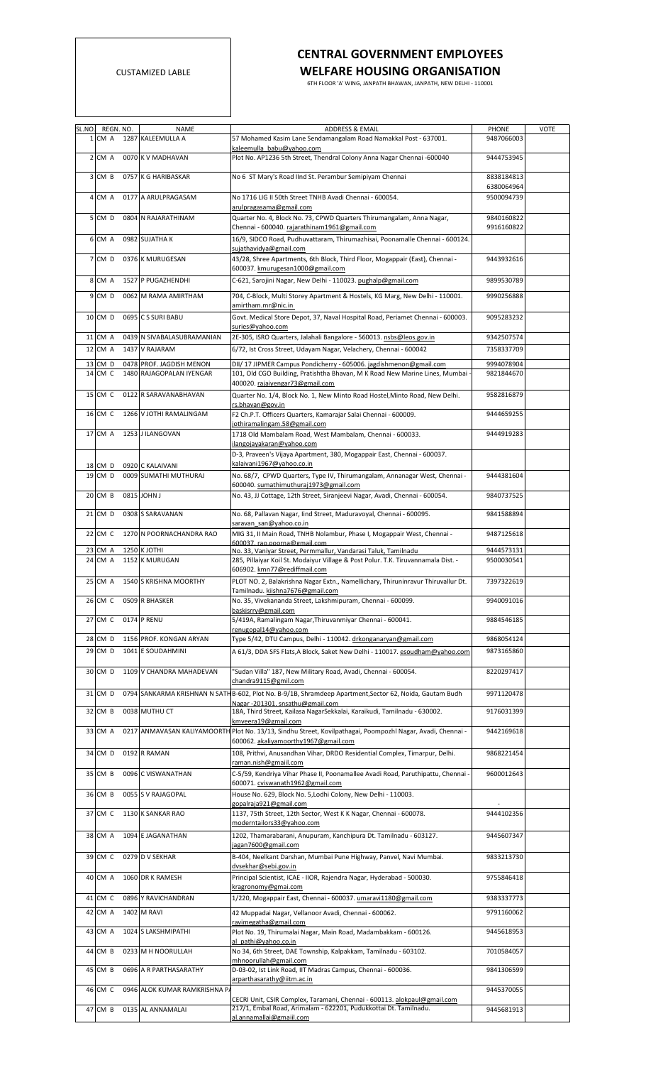CUSTAMIZED LABLE

# CENTRAL GOVERNMENT EMPLOYEES WELFARE HOUSING ORGANISATION

6TH FLOOR 'A' WING, JANPATH BHAWAN, JANPATH, NEW DELHI - 110001

| SL.NO. | REGN. NO. | | NAME | ADDRESS & EMAIL | PHONE | VOTE |
|---|---|---|---|---|---|---|
| 1 | CM A | 1287 | KALEEMULLA A | 57 Mohamed Kasim Lane Sendamangalam Road Namakkal Post - 637001. kaleemulla_babu@yahoo.com | 9487066003 | |
| 2 | CM A | 0070 | K V MADHAVAN | Plot No. AP1236 5th Street, Thendral Colony Anna Nagar Chennai -600040 | 9444753945 | |
| 3 | CM B | 0757 | K G HARIBASKAR | No 6 ST Mary's Road IInd St. Perambur Semipiyam Chennai | 8838184813 6380064964 | |
| 4 | CM A | 0177 | A ARULPRAGASAM | No 1716 LIG II 50th Street TNHB Avadi Chennai - 600054. arulpragasama@gmail.com | 9500094739 | |
| 5 | CM D | 0804 | N RAJARATHINAM | Quarter No. 4, Block No. 73, CPWD Quarters Thirumangalam, Anna Nagar, Chennai - 600040. rajarathinam1961@gmail.com | 9840160822 9916160822 | |
| 6 | CM A | 0982 | SUJATHA K | 16/9, SIDCO Road, Pudhuvattaram, Thirumazhisai, Poonamalle Chennai - 600124. sujathavidya@gmail.com | | |
| 7 | CM D | 0376 | K MURUGESAN | 43/28, Shree Apartments, 6th Block, Third Floor, Mogappair (East), Chennai - 600037. kmurugesan1000@gmail.com | 9443932616 | |
| 8 | CM A | 1527 | P PUGAZHENDHI | C-621, Sarojini Nagar, New Delhi - 110023. pughalp@gmail.com | 9899530789 | |
| 9 | CM D | 0062 | M RAMA AMIRTHAM | 704, C-Block, Multi Storey Apartment & Hostels, KG Marg, New Delhi - 110001. amirtham.mr@nic.in | 9990256888 | |
| 10 | CM D | 0695 | C S SURI BABU | Govt. Medical Store Depot, 37, Naval Hospital Road, Periamet Chennai - 600003. suries@yahoo.com | 9095283232 | |
| 11 | CM A | 0439 | N SIVABALASUBRAMANIAN | 2E-305, ISRO Quarters, Jalahali Bangalore - 560013. nsbs@leos.gov.in | 9342507574 | |
| 12 | CM A | 1437 | V RAJARAM | 6/72, Ist Cross Street, Udayam Nagar, Velachery, Chennai - 600042 | 7358337709 | |
| 13 | CM D | 0478 | PROF. JAGDISH MENON | DII/ 17 JIPMER Campus Pondicherry - 605006. jagdishmenon@gmail.com | 9994078904 | |
| 14 | CM C | 1480 | RAJAGOPALAN IYENGAR | 101, Old CGO Building, Pratishtha Bhavan, M K Road New Marine Lines, Mumbai - 400020. rajaiyengar73@gmail.com | 9821844670 | |
| 15 | CM C | 0122 | R SARAVANABHAVAN | Quarter No. 1/4, Block No. 1, New Minto Road Hostel,Minto Road, New Delhi. rs.bhavan@gov.in | 9582816879 | |
| 16 | CM C | 1266 | V JOTHI RAMALINGAM | F2 Ch.P.T. Officers Quarters, Kamarajar Salai Chennai - 600009. jothiramalingam.58@gmail.com | 9444659255 | |
| 17 | CM A | 1253 | J ILANGOVAN | 1718 Old Mambalam Road, West Mambalam, Chennai - 600033. ilangojayakaran@yahoo.com | 9444919283 | |
| 18 | CM D | 0920 | C KALAIVANI | D-3, Praveen's Vijaya Apartment, 380, Mogappair East, Chennai - 600037. kalaivani1967@yahoo.co.in | | |
| 19 | CM D | 0009 | SUMATHI MUTHURAJ | No. 68/7, CPWD Quarters, Type IV, Thirumangalam, Annanagar West, Chennai - 600040. sumathimuthuraj1973@gmail.com | 9444381604 | |
| 20 | CM B | 0815 | JOHN J | No. 43, JJ Cottage, 12th Street, Siranjeevi Nagar, Avadi, Chennai - 600054. | 9840737525 | |
| 21 | CM D | 0308 | S SARAVANAN | No. 68, Pallavan Nagar, Iind Street, Maduravoyal, Chennai - 600095. saravan_san@yahoo.co.in | 9841588894 | |
| 22 | CM C | 1270 | N POORNACHANDRA RAO | MIG 31, II Main Road, TNHB Nolambur, Phase I, Mogappair West, Chennai - 600037. rao.poorna@gmail.com | 9487125618 | |
| 23 | CM A | 1250 | K JOTHI | No. 33, Vaniyar Street, Permmallur, Vandarasi Taluk, Tamilnadu | 9444573131 | |
| 24 | CM A | 1152 | K MURUGAN | 285, Pillaiyar Koil St. Modaiyur Village & Post Polur. T.K. Tiruvannamala Dist. - 606902. kmn77@rediffmail.com | 9500030541 | |
| 25 | CM A | 1540 | S KRISHNA MOORTHY | PLOT NO. 2, Balakrishna Nagar Extn., Namellichary, Thiruninravur Thiruvallur Dt. Tamilnadu. kiishna7676@gmail.com | 7397322619 | |
| 26 | CM C | 0509 | R BHASKER | No. 35, Vivekananda Street, Lakshmipuram, Chennai - 600099. baskisrry@gmail.com | 9940091016 | |
| 27 | CM C | 0174 | P RENU | 5/419A, Ramalingam Nagar,Thiruvanmiyar Chennai - 600041. renugopal14@yahoo.com | 9884546185 | |
| 28 | CM D | 1156 | PROF. KONGAN ARYAN | Type 5/42, DTU Campus, Delhi - 110042. drkonganaryan@gmail.com | 9868054124 | |
| 29 | CM D | 1041 | E SOUDAHMINI | A 61/3, DDA SFS Flats,A Block, Saket New Delhi - 110017. esoudham@yahoo.com | 9873165860 | |
| 30 | CM D | 1109 | V CHANDRA MAHADEVAN | "Sudan Villa" 187, New Military Road, Avadi, Chennai - 600054. chandra9115@gmil.com | 8220297417 | |
| 31 | CM D | 0794 | SANKARMA KRISHNAN N SATH | B-602, Plot No. B-9/1B, Shramdeep Apartment,Sector 62, Noida, Gautam Budh Nagar -201301. snsathu@gmail.com | 9971120478 | |
| 32 | CM B | 0038 | MUTHU CT | 18A, Third Street, Kailasa NagarSekkalai, Karaikudi, Tamilnadu - 630002. kmveera19@gmail.com | 9176031399 | |
| 33 | CM A | 0217 | ANMAVASAN KALIYAMOORTH | Plot No. 13/13, Sindhu Street, Kovilpathagai, Poompozhl Nagar, Avadi, Chennai - 600062. akaliyamoorthy1967@gmail.com | 9442169618 | |
| 34 | CM D | 0192 | R RAMAN | 108, Prithvi, Anusandhan Vihar, DRDO Residential Complex, Timarpur, Delhi. raman.nish@gmaiil.com | 9868221454 | |
| 35 | CM B | 0096 | C VISWANATHAN | C-5/59, Kendriya Vihar Phase II, Poonamallee Avadi Road, Paruthipattu, Chennai - 600071. cviswanath1962@gmail.com | 9600012643 | |
| 36 | CM B | 0055 | S V RAJAGOPAL | House No. 629, Block No. 5,Lodhi Colony, New Delhi - 110003. gopalraja921@gmail.com | - | |
| 37 | CM C | 1130 | K SANKAR RAO | 1137, 75th Street, 12th Sector, West K K Nagar, Chennai - 600078. moderntailors33@yahoo.com | 9444102356 | |
| 38 | CM A | 1094 | E JAGANATHAN | 1202, Thamarabarani, Anupuram, Kanchipura Dt. Tamilnadu - 603127. jagan7600@gmail.com | 9445607347 | |
| 39 | CM C | 0279 | D V SEKHAR | B-404, Neelkant Darshan, Mumbai Pune Highway, Panvel, Navi Mumbai. dvsekhar@sebi.gov.in | 9833213730 | |
| 40 | CM A | 1060 | DR K RAMESH | Principal Scientist, ICAE - IIOR, Rajendra Nagar, Hyderabad - 500030. kragronomy@gmai.com | 9755846418 | |
| 41 | CM C | 0896 | Y RAVICHANDRAN | 1/220, Mogappair East, Chennai - 600037. umaravi1180@gmail.com | 9383337773 | |
| 42 | CM A | 1402 | M RAVI | 42 Muppadai Nagar, Vellanoor Avadi, Chennai - 600062. ravimegatha@gmail.com | 9791160062 | |
| 43 | CM A | 1024 | S LAKSHMIPATHI | Plot No. 19, Thirumalai Nagar, Main Road, Madambakkam - 600126. al_pathi@yahoo.co.in | 9445618953 | |
| 44 | CM B | 0233 | M H NOORULLAH | No 34, 6th Street, DAE Township, Kalpakkam, Tamilnadu - 603102. mhnoorullah@gmail.com | 7010584057 | |
| 45 | CM B | 0696 | A R PARTHASARATHY | D-03-02, Ist Link Road, IIT Madras Campus, Chennai - 600036. arparthasarathy@iitm.ac.in | 9841306599 | |
| 46 | CM C | 0946 | ALOK KUMAR RAMKRISHNA P/ | CECRI Unit, CSIR Complex, Taramani, Chennai - 600113. alokpaul@gmail.com | 9445370055 | |
| 47 | CM B | 0135 | AL ANNAMALAI | 217/1, Embal Road, Arimalam - 622201, Pudukkottai Dt. Tamilnadu. al.annamallai@gmaiil.com | 9445681913 | |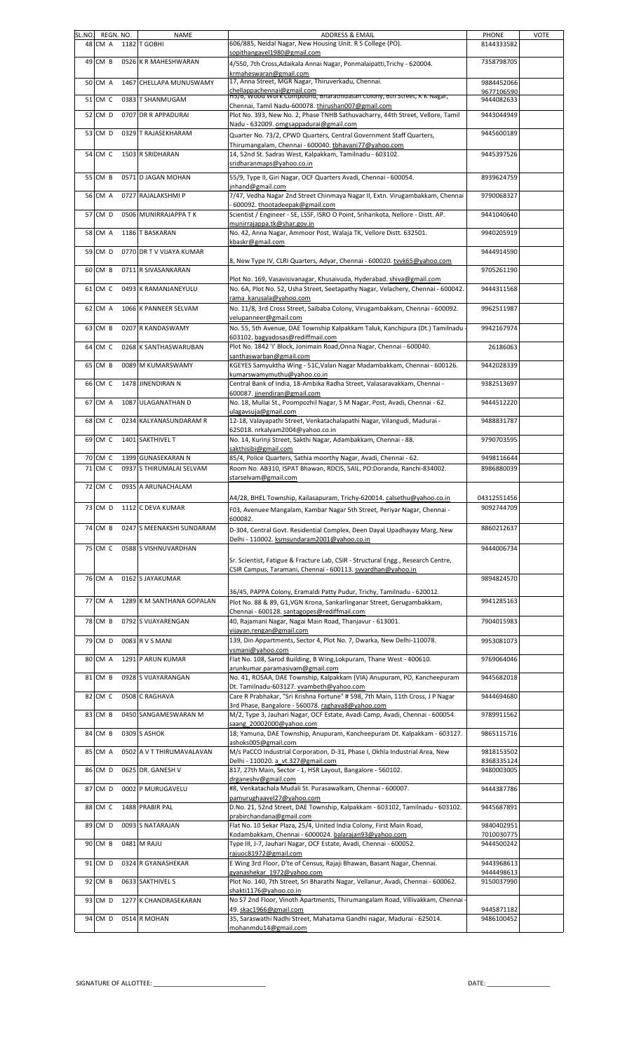| SL.NO. | REGN. NO. | | NAME | ADDRESS & EMAIL | PHONE | VOTE |
|---|---|---|---|---|---|---|
| 48 | CM A | 1182 | T GOBHI | 606/885, Neidal Nagar, New Housing Unit. R S College (PO). sopithangavel1980@gmail.com | 8144333582 | |
| 49 | CM B | 0526 | K R MAHESHWARAN | 4/550, 7th Cross,Adaikala Annai Nagar, Ponmalaipatti,Trichy - 620004. krmaheswaran@gmail.com | 7358798705 | |
| 50 | CM A | 1467 | CHELLAPA MUNUSWAMY | 17, Anna Street, MGR Nagar, Thiruverkadu, Chennai. chellappachennai@gmail.com | 9884452066 9677106590 | |
| 51 | CM C | 0383 | T SHANMUGAM | H3/6, Wood Work Compound, Bharathidasan Colony, 6th Street, K K Nagar, Chennai, Tamil Nadu-600078. thirushan007@gmail.com | 9444082633 | |
| 52 | CM D | 0707 | DR R APPADURAI | Plot No. 393, New No. 2, Phase TNHB Sathuvacharry, 44th Street, Vellore, Tamil Nadu - 632009. omgsappadurai@gmail.com | 9443044949 | |
| 53 | CM D | 0329 | T RAJASEKHARAM | Quarter No. 73/2, CPWD Quarters, Central Government Staff Quarters, Thirumangalam, Chennai - 600040. tbhavani77@yahoo.com | 9445600189 | |
| 54 | CM C | 1503 | R SRIDHARAN | 14, 52nd St. Sadras West, Kalpakkam, Tamilnadu - 603102. sridharanmaps@yahoo.co.in | 9445397526 | |
| 55 | CM B | 0571 | D JAGAN MOHAN | 55/9, Type II, Giri Nagar, OCF Quarters Avadi, Chennai - 600054. jnhand@gmail.com | 8939624759 | |
| 56 | CM A | 0727 | RAJALAKSHMI P | 7/47, Vedha Nagar 2nd Street Chinmaya Nagar II, Extn. Virugambakkam, Chennai - 600092. thootadeepak@gmail.com | 9790068327 | |
| 57 | CM D | 0506 | MUNIRRAJAPPA T K | Scientist / Engineer - SE, LSSF, ISRO O Point, Sriharikota, Nellore - Distt. AP. munirrajappa.tk@shar.gov.in | 9441040640 | |
| 58 | CM A | 1186 | T BASKARAN | No. 42, Anna Nagar, Ammoor Post, Walaja TK, Vellore Distt. 632501. kbaskr@gmail.com | 9940205919 | |
| 59 | CM D | 0770 | DR T V VIJAYA KUMAR | 8, New Type IV, CLRI Quarters, Adyar, Chennai - 600020. tvvk65@yahoo.com | 9444914590 | |
| 60 | CM B | 0711 | R SIVASANKARAN | Plot No. 169, Vasavisivanagar, Khusaivuda, Hyderabad. shiva@gmail.com | 9705261190 | |
| 61 | CM C | 0493 | K RAMANJANEYULU | No. 6A, Plot No. 52, Usha Street, Seetapathy Nagar, Velachery, Chennai - 600042. rama_karusala@yahoo.com | 9444311568 | |
| 62 | CM A | 1066 | K PANNEER SELVAM | No. 11/8, 3rd Cross Street, Saibaba Colony, Virugambakkam, Chennai - 600092. velupanneer@gmail.com | 9962511987 | |
| 63 | CM B | 0207 | R KANDASWAMY | No. 55, 5th Avenue, DAE Township Kalpakkam Taluk, Kanchipura (Dt.) Tamilnadu - 603102. bagyadosas@rediffmail.com | 9942167974 | |
| 64 | CM C | 0268 | K SANTHASWARUBAN | Plot No. 1842 'I' Block, Jonimain Road,Onna Nagar, Chennai - 600040. santhaswarban@gmail.com | 26186063 | |
| 65 | CM B | 0089 | M KUMARSWAMY | KGEYES Samyuktha Wing - 51C,Valan Nagar Madambakkam, Chennai - 600126. kumarswamymuthu@yahoo.co.in | 9442028339 | |
| 66 | CM C | 1478 | JINENDIRAN N | Central Bank of India, 18-Ambika Radha Street, Valasaravakkam, Chennai - 600087. jinendiran@gmail.com | 9382513697 | |
| 67 | CM A | 1087 | ULAGANATHAN D | No. 18, Mullai St., Poompozhil Nagar, S M Nagar, Post, Avadi, Chennai - 62. ulagavsuja@gmail.com | 9444512220 | |
| 68 | CM C | 0234 | KALYANASUNDARAM R | 12-18, Valayapathi Street, Venkatachalapathi Nagar, Vilangudi, Madurai - 625018. nrkalyam2004@yahoo.co.in | 9488831787 | |
| 69 | CM C | 1401 | SAKTHIVEL T | No. 14, Kurinji Street, Sakthi Nagar, Adambakkam, Chennai - 88. sakthisibi@gmail.com | 9790703595 | |
| 70 | CM C | 1399 | GUNASEKARAN N | 85/4, Police Quarters, Sathia moorthy Nagar, Avadi, Chennai - 62. | 9498116644 | |
| 71 | CM C | 0937 | S THIRUMALAI SELVAM | Room No. AB310, ISPAT Bhawan, RDCIS, SAIL, PO:Doranda, Ranchi-834002. starselvam@gmail.com | 8986880039 | |
| 72 | CM C | 0935 | A ARUNACHALAM | A4/28, BHEL Township, Kailasapuram, Trichy-620014. calsethu@yahoo.co.in | 04312551456 | |
| 73 | CM D | 1112 | C DEVA KUMAR | F03, Avenuee Mangalam, Kambar Nagar 5th Street, Periyar Nagar, Chennai - 600082. | 9092744709 | |
| 74 | CM B | 0247 | S MEENAKSHI SUNDARAM | D-304, Central Govt. Residential Complex, Deen Dayal Upadhayay Marg, New Delhi - 110002. ksmsundaram2001@yahoo.co.in | 8860212637 | |
| 75 | CM C | 0588 | S VISHNUVARDHAN | Sr. Scientist, Fatigue & Fracture Lab, CSIR - Structural Engg., Research Centre, CSIR Campus, Taramani, Chennai - 600113. svvardhan@yahoo.in | 9444006734 | |
| 76 | CM A | 0162 | S JAYAKUMAR | 36/45, PAPPA Colony, Eramaldi Patty Pudur, Trichy, Tamilnadu - 620012. | 9894824570 | |
| 77 | CM A | 1289 | K M SANTHANA GOPALAN | Plot No. 88 & 89, G1,VGN Krona, Sankarlinganar Street, Gerugambakkam, Chennai - 600128. santagopes@rediffmail.com | 9941285163 | |
| 78 | CM B | 0792 | S VIJAYARENGAN | 40, Rajamani Nagar, Nagai Main Road, Thanjavur - 613001. vijayan.rengan@gmail.com | 7904015983 | |
| 79 | CM D | 0083 | R V S MANI | 139, Din Appartments, Sector 4, Plot No. 7, Dwarka, New Delhi-110078. vsmani@yahoo.com | 9953081073 | |
| 80 | CM A | 1291 | P ARUN KUMAR | Flat No. 108, Sarod Building, B Wing,Lokpuram, Thane West - 400610. arunkumar.paramasivam@gmail.com | 9769064046 | |
| 81 | CM B | 0928 | S VIJAYARANGAN | No. 41, ROSAA, DAE Township, Kalpakkam (VIA) Anupuram, PO, Kancheepuram Dt. Tamilnadu-603127. vvambeth@yahoo.com | 9445682018 | |
| 82 | CM C | 0508 | C RAGHAVA | Care R Prabhakar, "Sri Krishna Fortune" # 598, 7th Main, 11th Cross, J P Nagar 3rd Phase, Bangalore - 560078. raghava8@yahoo.com | 9444694680 | |
| 83 | CM B | 0450 | SANGAMESWARAN M | M/2, Type 3, Jauhari Nagar, OCF Estate, Avadi Camp, Avadi, Chennai - 600054. saang_20002000@yahoo.com | 9789911562 | |
| 84 | CM B | 0309 | S ASHOK | 18; Yamuna, DAE Township, Anupuram, Kancheepuram Dt. Kalpakkam - 603127. ashoks005@gmail.com | 9865115716 | |
| 85 | CM A | 0502 | A V T THIRUMAVALAVAN | M/s PaCCO Industrial Corporation, D-31, Phase I, Okhla Industrial Area, New Delhi - 110020. a_vt.327@gmail.com | 9818153502 8368335124 | |
| 86 | CM D | 0625 | DR. GANESH V | 817, 27th Main, Sector - 1, HSR Layout, Bangalore - 560102. drganeshv@gmail.com | 9480003005 | |
| 87 | CM D | 0002 | P MURUGAVELU | #8, Venkatachala Mudali St. Purasawalkam, Chennai - 600007. pamurughaavel27@yahoo.com | 9444387786 | |
| 88 | CM C | 1488 | PRABIR PAL | D.No. 21, 52nd Street, DAE Township, Kalpakkam - 603102, Tamilnadu - 603102. prabirchandana@gmail.com | 9445687891 | |
| 89 | CM D | 0093 | S NATARAJAN | Flat No. 10 Sekar Plaza, 25/4, United India Colony, First Main Road, Kodambakkam, Chennai - 6000024. balarajan93@yahoo.com | 9840402951 7010030775 | |
| 90 | CM B | 0481 | M RAJU | Type III, J-7, Jauhari Nagar, OCF Estate, Avadi, Chennai - 600052. rajuoc81972@gmail.com | 9444500242 | |
| 91 | CM D | 0324 | R GYANASHEKAR | E Wing 3rd Floor, D'te of Census, Rajaji Bhawan, Basant Nagar, Chennai. gyanashekar_1972@yahoo.com | 9443968613 9444498613 | |
| 92 | CM B | 0633 | SAKTHIVEL S | Plot No. 140, 7th Street, Sri Bharathi Nagar, Vellanur, Avadi, Chennai - 600062. shakti1176@yahoo.co.in | 9150037990 | |
| 93 | CM D | 1277 | K CHANDRASEKARAN | No S7 2nd Floor, Vinoth Apartments, Thirumangalam Road, Villivakkam, Chennai - 49. skac1966@gmail.com | 9445871182 | |
| 94 | CM D | 0514 | R MOHAN | 35, Saraswathi Nadhi Street, Mahatama Gandhi nagar, Madurai - 625014. mohanmdu14@gmail.com | 9486100452 | |

SIGNATURE OF ALLOTTEE: ______________________ DATE: ______________